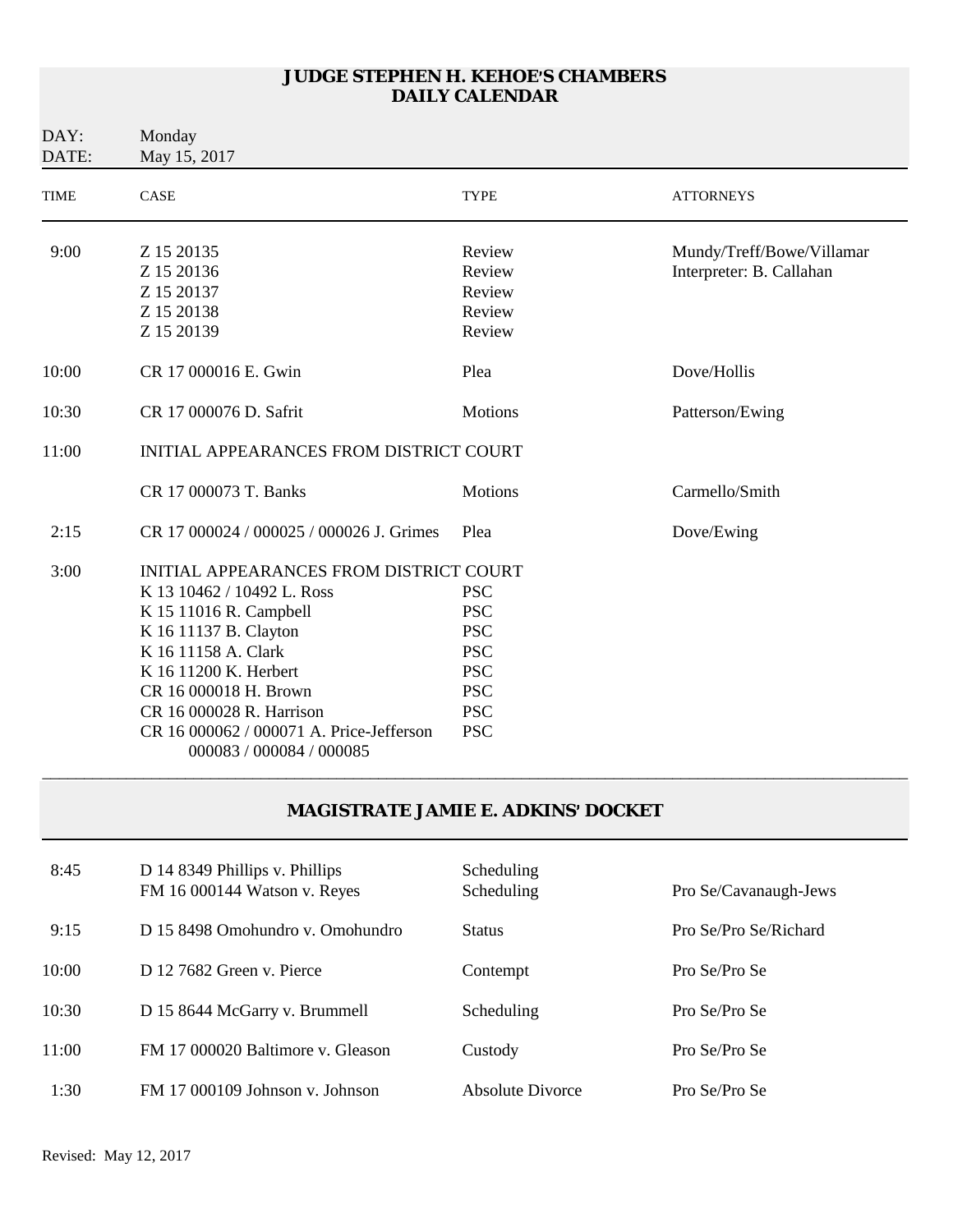# JUDGE STEPHEN H. KEHOE'S CHAMBERS
# DAILY CALENDAR

DAY: Monday
DATE: May 15, 2017

| TIME | CASE | TYPE | ATTORNEYS |
|---|---|---|---|
| 9:00 | Z 15 20135 | Review | Mundy/Treff/Bowe/Villamar |
| | Z 15 20136 | Review | Interpreter: B. Callahan |
| | Z 15 20137 | Review | |
| | Z 15 20138 | Review | |
| | Z 15 20139 | Review | |
| 10:00 | CR 17 000016 E. Gwin | Plea | Dove/Hollis |
| 10:30 | CR 17 000076 D. Safrit | Motions | Patterson/Ewing |
| 11:00 | INITIAL APPEARANCES FROM DISTRICT COURT | | |
| | CR 17 000073 T. Banks | Motions | Carmello/Smith |
| 2:15 | CR 17 000024 / 000025 / 000026 J. Grimes | Plea | Dove/Ewing |
| 3:00 | INITIAL APPEARANCES FROM DISTRICT COURT | | |
| | K 13 10462 / 10492 L. Ross | PSC | |
| | K 15 11016 R. Campbell | PSC | |
| | K 16 11137 B. Clayton | PSC | |
| | K 16 11158 A. Clark | PSC | |
| | K 16 11200 K. Herbert | PSC | |
| | CR 16 000018 H. Brown | PSC | |
| | CR 16 000028 R. Harrison | PSC | |
| | CR 16 000062 / 000071 A. Price-Jefferson 000083 / 000084 / 000085 | PSC | |

## MAGISTRATE JAMIE E. ADKINS' DOCKET

| TIME | CASE | TYPE | ATTORNEYS |
|---|---|---|---|
| 8:45 | D 14 8349 Phillips v. Phillips | Scheduling | |
| | FM 16 000144 Watson v. Reyes | Scheduling | Pro Se/Cavanaugh-Jews |
| 9:15 | D 15 8498 Omohundro v. Omohundro | Status | Pro Se/Pro Se/Richard |
| 10:00 | D 12 7682 Green v. Pierce | Contempt | Pro Se/Pro Se |
| 10:30 | D 15 8644 McGarry v. Brummell | Scheduling | Pro Se/Pro Se |
| 11:00 | FM 17 000020 Baltimore v. Gleason | Custody | Pro Se/Pro Se |
| 1:30 | FM 17 000109 Johnson v. Johnson | Absolute Divorce | Pro Se/Pro Se |

Revised: May 12, 2017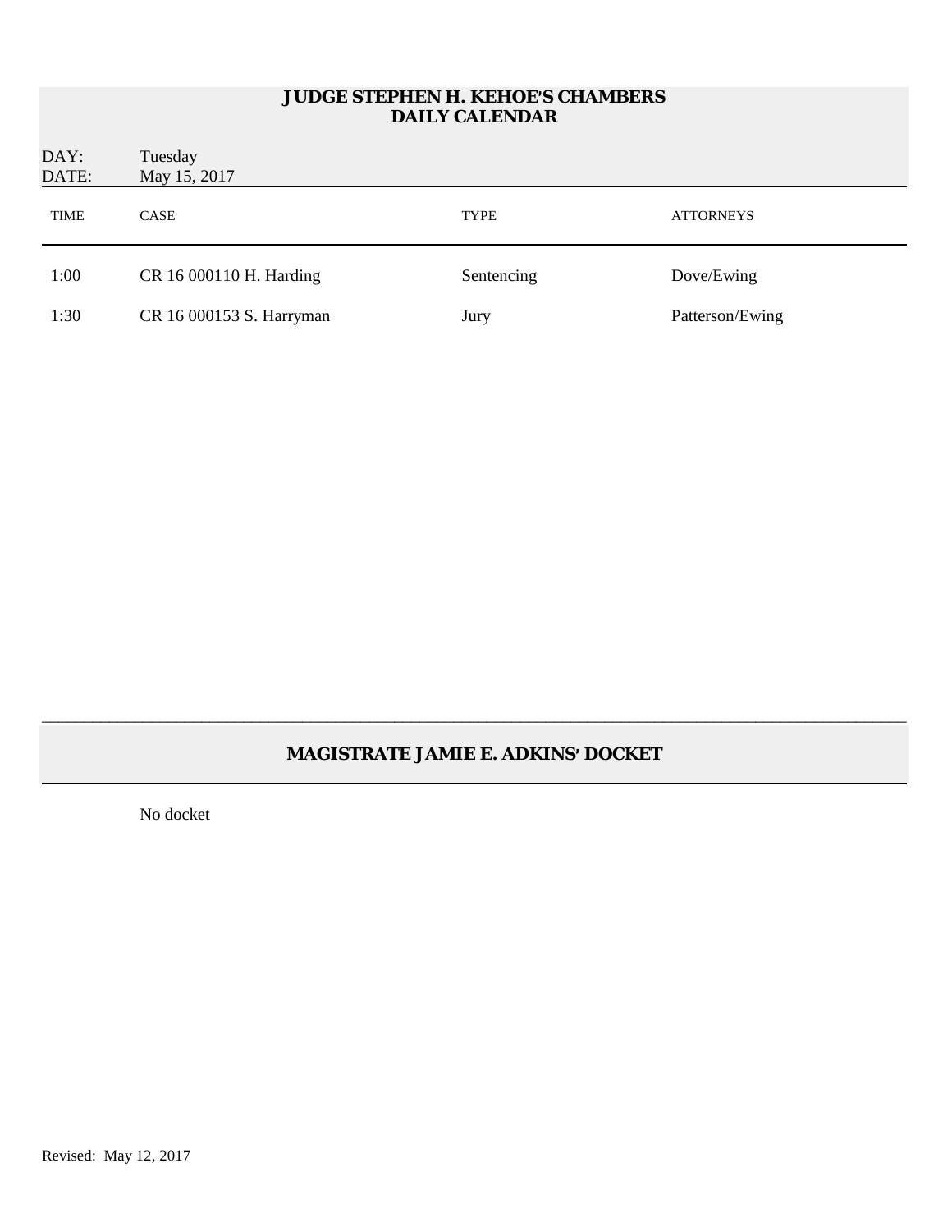## JUDGE STEPHEN H. KEHOE'S CHAMBERS
## DAILY CALENDAR

DAY: Tuesday
DATE: May 15, 2017

| TIME | CASE | TYPE | ATTORNEYS |
|---|---|---|---|
| 1:00 | CR 16 000110 H. Harding | Sentencing | Dove/Ewing |
| 1:30 | CR 16 000153 S. Harryman | Jury | Patterson/Ewing |

---

## MAGISTRATE JAMIE E. ADKINS' DOCKET

No docket

Revised: May 12, 2017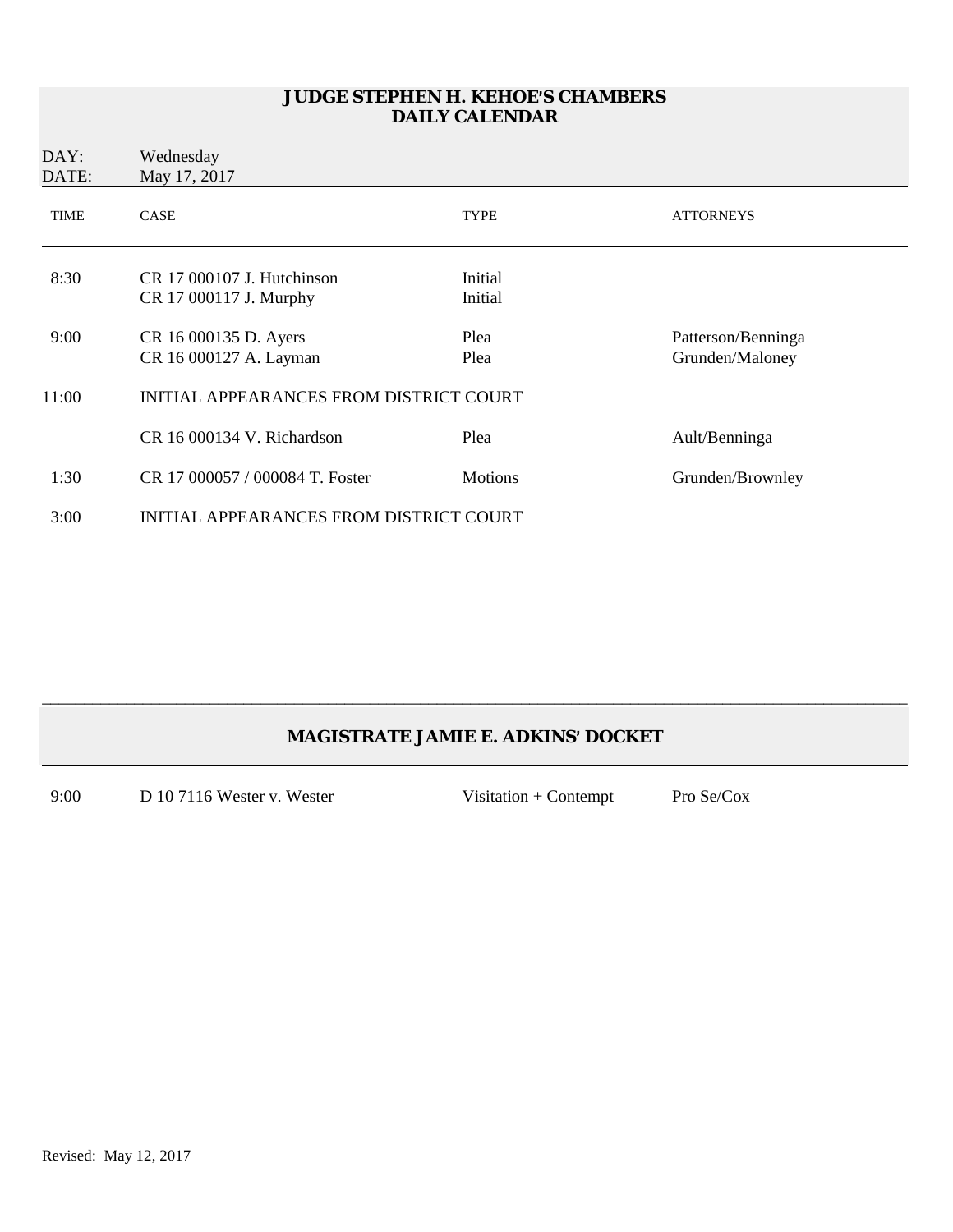## JUDGE STEPHEN H. KEHOE'S CHAMBERS
## DAILY CALENDAR

DAY: Wednesday
DATE: May 17, 2017

| TIME | CASE | TYPE | ATTORNEYS |
|---|---|---|---|
| 8:30 | CR 17 000107 J. Hutchinson | Initial | |
| | CR 17 000117 J. Murphy | Initial | |
| 9:00 | CR 16 000135 D. Ayers | Plea | Patterson/Benninga |
| | CR 16 000127 A. Layman | Plea | Grunden/Maloney |
| 11:00 | INITIAL APPEARANCES FROM DISTRICT COURT | | |
| | CR 16 000134 V. Richardson | Plea | Ault/Benninga |
| 1:30 | CR 17 000057 / 000084 T. Foster | Motions | Grunden/Brownley |
| 3:00 | INITIAL APPEARANCES FROM DISTRICT COURT | | |

## MAGISTRATE JAMIE E. ADKINS' DOCKET

| TIME | CASE | TYPE | ATTORNEYS |
|---|---|---|---|
| 9:00 | D 10 7116 Wester v. Wester | Visitation + Contempt | Pro Se/Cox |

Revised: May 12, 2017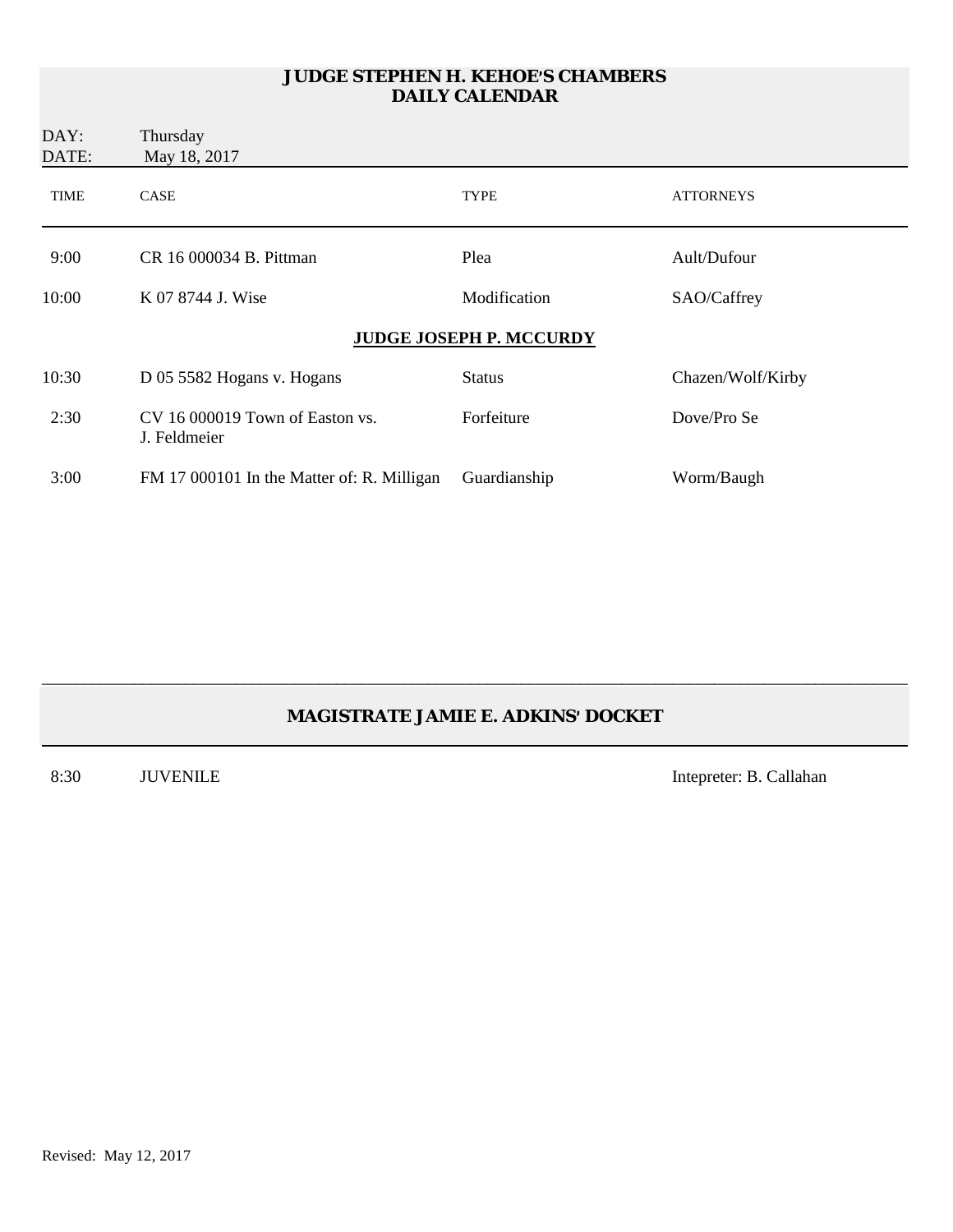# JUDGE STEPHEN H. KEHOE'S CHAMBERS
## DAILY CALENDAR

DAY: Thursday
DATE: May 18, 2017

| TIME | CASE | TYPE | ATTORNEYS |
|---|---|---|---|
| 9:00 | CR 16 000034 B. Pittman | Plea | Ault/Dufour |
| 10:00 | K 07 8744 J. Wise | Modification | SAO/Caffrey |
| | **JUDGE JOSEPH P. MCCURDY** | | |
| 10:30 | D 05 5582 Hogans v. Hogans | Status | Chazen/Wolf/Kirby |
| 2:30 | CV 16 000019 Town of Easton vs. J. Feldmeier | Forfeiture | Dove/Pro Se |
| 3:00 | FM 17 000101 In the Matter of: R. Milligan | Guardianship | Worm/Baugh |

## MAGISTRATE JAMIE E. ADKINS' DOCKET

| | | |
|---|---|---|
| 8:30 | JUVENILE | Intepreter: B. Callahan |

Revised: May 12, 2017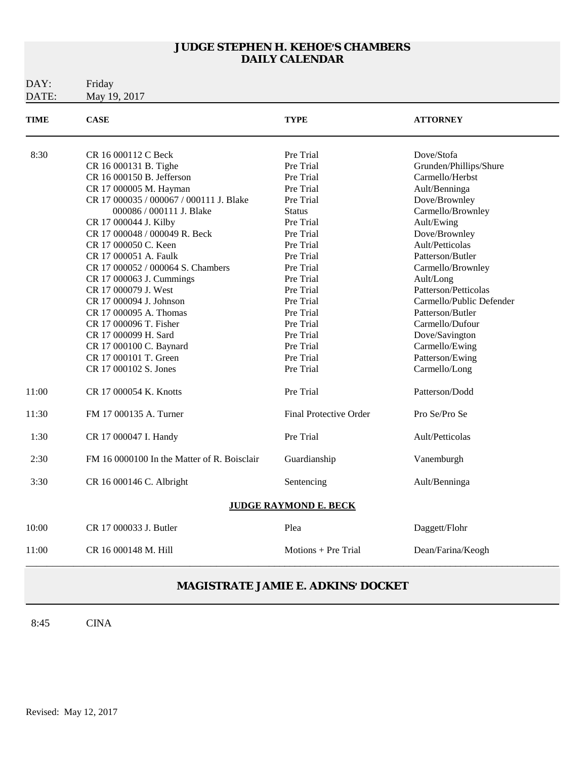# JUDGE STEPHEN H. KEHOE'S CHAMBERS
## DAILY CALENDAR

DAY: Friday
DATE: May 19, 2017

| TIME | CASE | TYPE | ATTORNEY |
|---|---|---|---|
| 8:30 | CR 16 000112 C Beck | Pre Trial | Dove/Stofa |
| | CR 16 000131 B. Tighe | Pre Trial | Grunden/Phillips/Shure |
| | CR 16 000150 B. Jefferson | Pre Trial | Carmello/Herbst |
| | CR 17 000005 M. Hayman | Pre Trial | Ault/Benninga |
| | CR 17 000035 / 000067 / 000111 J. Blake | Pre Trial | Dove/Brownley |
| | 000086 / 000111 J. Blake | Status | Carmello/Brownley |
| | CR 17 000044 J. Kilby | Pre Trial | Ault/Ewing |
| | CR 17 000048 / 000049 R. Beck | Pre Trial | Dove/Brownley |
| | CR 17 000050 C. Keen | Pre Trial | Ault/Petticolas |
| | CR 17 000051 A. Faulk | Pre Trial | Patterson/Butler |
| | CR 17 000052 / 000064 S. Chambers | Pre Trial | Carmello/Brownley |
| | CR 17 000063 J. Cummings | Pre Trial | Ault/Long |
| | CR 17 000079 J. West | Pre Trial | Patterson/Petticolas |
| | CR 17 000094 J. Johnson | Pre Trial | Carmello/Public Defender |
| | CR 17 000095 A. Thomas | Pre Trial | Patterson/Butler |
| | CR 17 000096 T. Fisher | Pre Trial | Carmello/Dufour |
| | CR 17 000099 H. Sard | Pre Trial | Dove/Savington |
| | CR 17 000100 C. Baynard | Pre Trial | Carmello/Ewing |
| | CR 17 000101 T. Green | Pre Trial | Patterson/Ewing |
| | CR 17 000102 S. Jones | Pre Trial | Carmello/Long |
| 11:00 | CR 17 000054 K. Knotts | Pre Trial | Patterson/Dodd |
| 11:30 | FM 17 000135 A. Turner | Final Protective Order | Pro Se/Pro Se |
| 1:30 | CR 17 000047 I. Handy | Pre Trial | Ault/Petticolas |
| 2:30 | FM 16 0000100 In the Matter of R. Boisclair | Guardianship | Vanemburgh |
| 3:30 | CR 16 000146 C. Albright | Sentencing | Ault/Benninga |

### JUDGE RAYMOND E. BECK

| | | | |
|---|---|---|---|
| 10:00 | CR 17 000033 J. Butler | Plea | Daggett/Flohr |
| 11:00 | CR 16 000148 M. Hill | Motions + Pre Trial | Dean/Farina/Keogh |

## MAGISTRATE JAMIE E. ADKINS' DOCKET

8:45 CINA

Revised: May 12, 2017